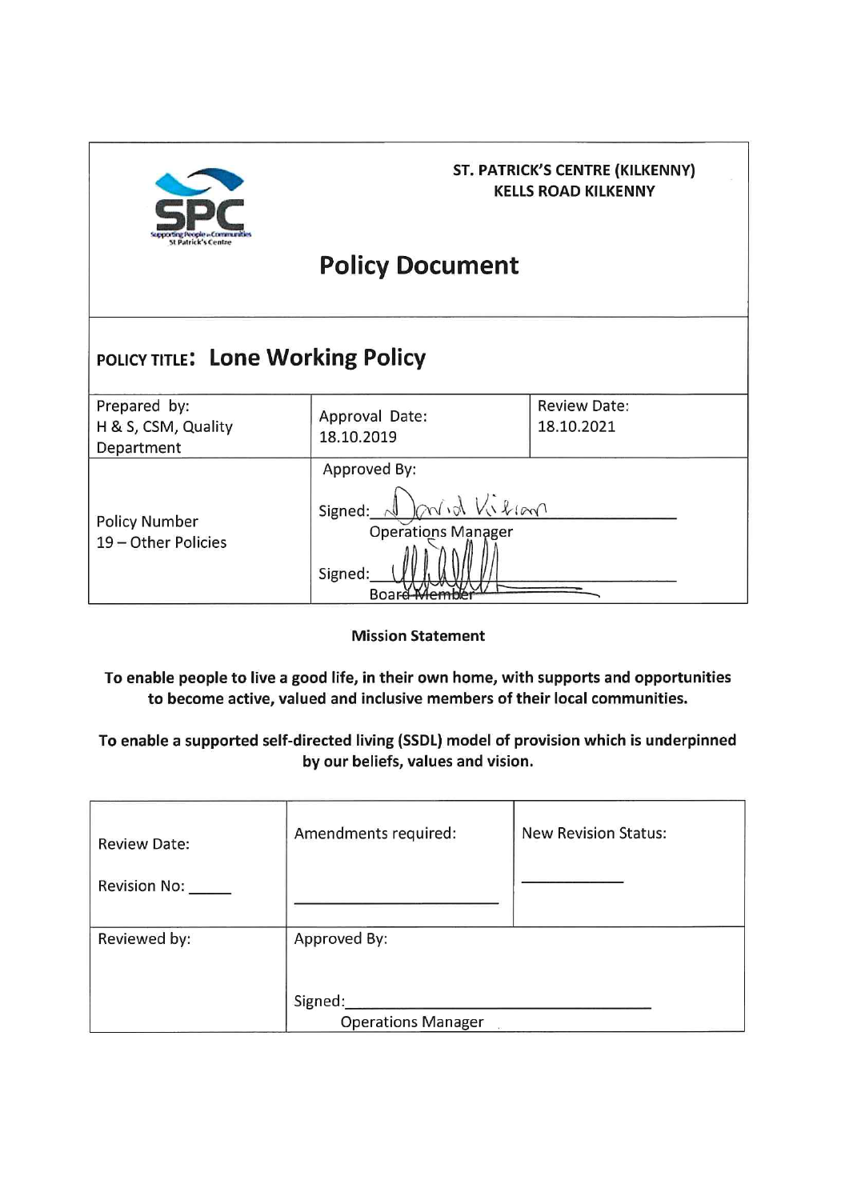ST. PATRICK'S CENTRE (KILKENNY)
KELLS ROAD KILKENNY

# Policy Document

| POLICY TITLE: **Lone Working Policy** | | |
|---|---|---|
| Prepared by: H & S, CSM, Quality Department | Approval Date: 18.10.2019 | Review Date: 18.10.2021 |
| Policy Number 19 – Other Policies | Approved By: Signed: David Killian Operations Manager Signed: ________ Board Member | |

**Mission Statement**

**To enable people to live a good life, in their own home, with supports and opportunities to become active, valued and inclusive members of their local communities.**

**To enable a supported self-directed living (SSDL) model of provision which is underpinned by our beliefs, values and vision.**

| Review Date: Revision No: _____ | Amendments required: ________________ | New Revision Status: __________ |
|---|---|---|
| Reviewed by: | Approved By: Signed:______________________ Operations Manager | |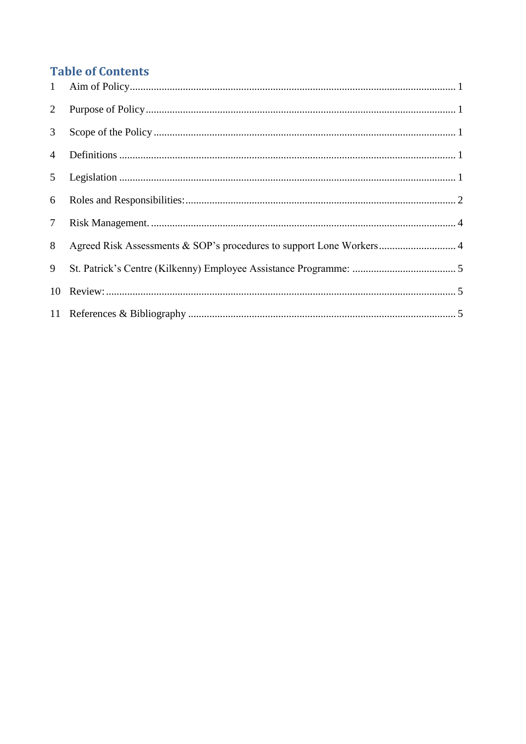## Table of Contents

1 Aim of Policy........................................................................................................................ 1

2 Purpose of Policy.................................................................................................................. 1

3 Scope of the Policy .............................................................................................................. 1

4 Definitions ........................................................................................................................... 1

5 Legislation ........................................................................................................................... 1

6 Roles and Responsibilities:................................................................................................... 2

7 Risk Management. ............................................................................................................... 4

8 Agreed Risk Assessments & SOP’s procedures to support Lone Workers ............................ 4

9 St. Patrick’s Centre (Kilkenny) Employee Assistance Programme: ....................................... 5

10 Review:................................................................................................................................ 5

11 References & Bibliography .................................................................................................. 5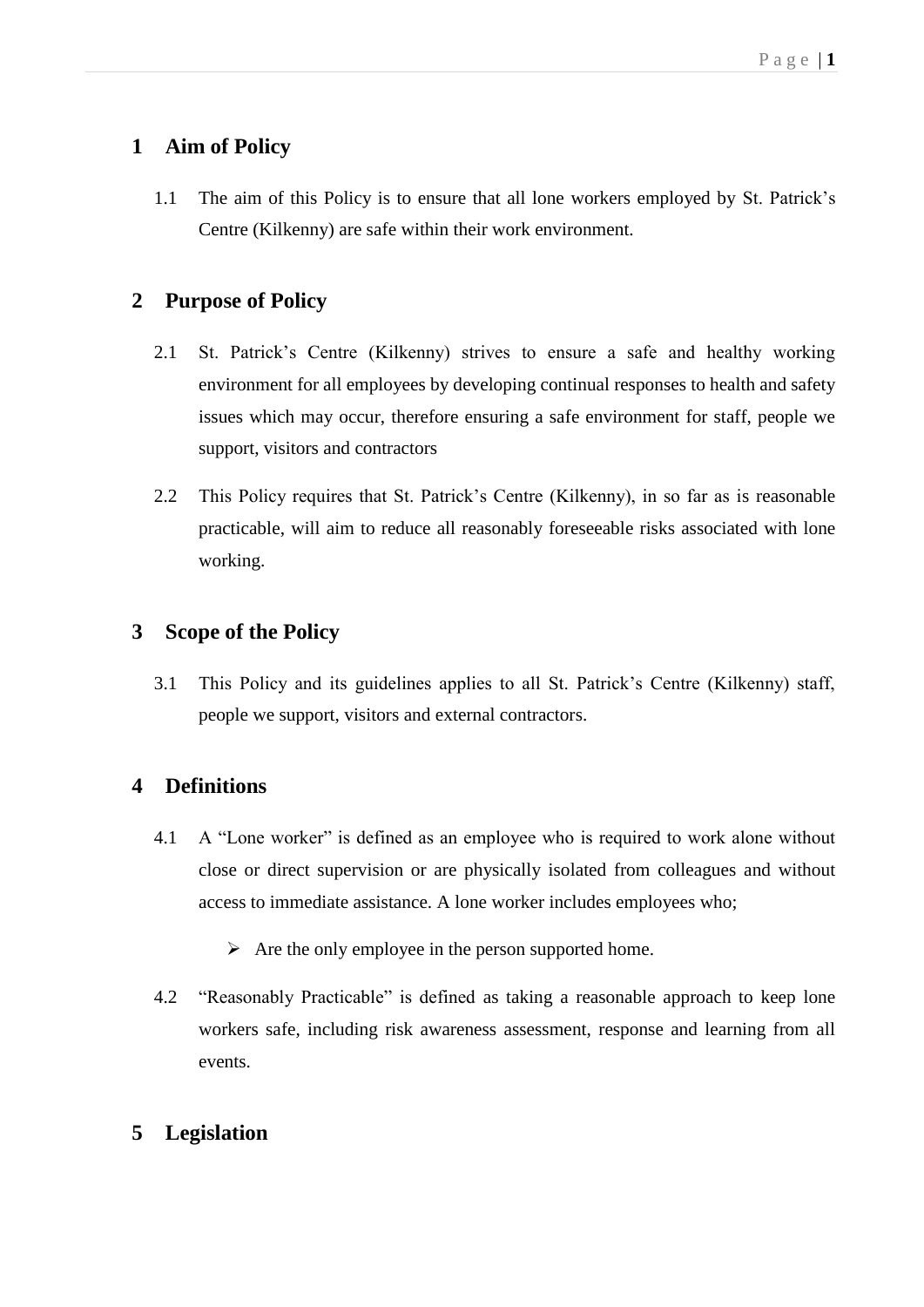## 1 Aim of Policy

1.1 The aim of this Policy is to ensure that all lone workers employed by St. Patrick's Centre (Kilkenny) are safe within their work environment.

## 2 Purpose of Policy

2.1 St. Patrick's Centre (Kilkenny) strives to ensure a safe and healthy working environment for all employees by developing continual responses to health and safety issues which may occur, therefore ensuring a safe environment for staff, people we support, visitors and contractors

2.2 This Policy requires that St. Patrick's Centre (Kilkenny), in so far as is reasonable practicable, will aim to reduce all reasonably foreseeable risks associated with lone working.

## 3 Scope of the Policy

3.1 This Policy and its guidelines applies to all St. Patrick's Centre (Kilkenny) staff, people we support, visitors and external contractors.

## 4 Definitions

4.1 A "Lone worker" is defined as an employee who is required to work alone without close or direct supervision or are physically isolated from colleagues and without access to immediate assistance. A lone worker includes employees who;

- Are the only employee in the person supported home.

4.2 "Reasonably Practicable" is defined as taking a reasonable approach to keep lone workers safe, including risk awareness assessment, response and learning from all events.

## 5 Legislation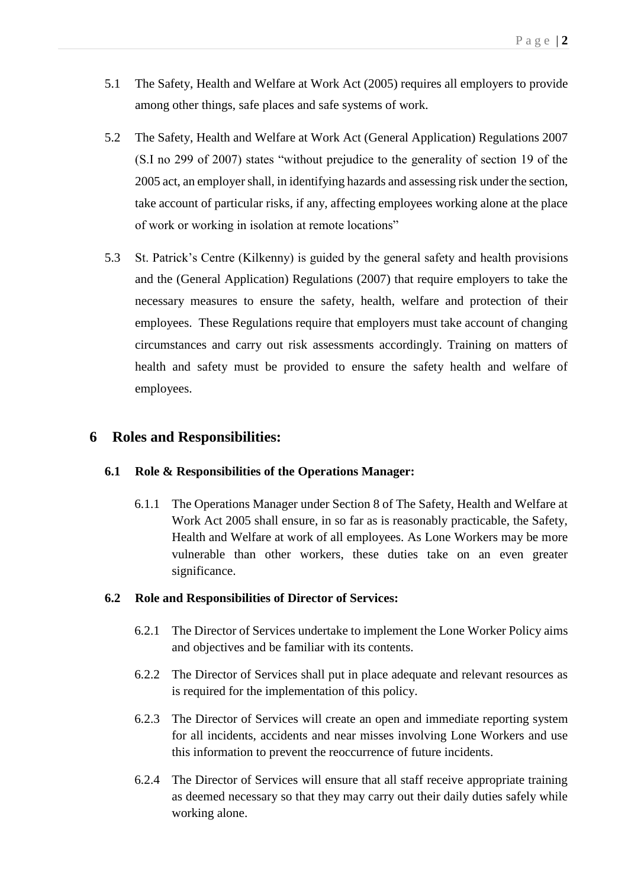5.1 The Safety, Health and Welfare at Work Act (2005) requires all employers to provide among other things, safe places and safe systems of work.

5.2 The Safety, Health and Welfare at Work Act (General Application) Regulations 2007 (S.I no 299 of 2007) states "without prejudice to the generality of section 19 of the 2005 act, an employer shall, in identifying hazards and assessing risk under the section, take account of particular risks, if any, affecting employees working alone at the place of work or working in isolation at remote locations"

5.3 St. Patrick's Centre (Kilkenny) is guided by the general safety and health provisions and the (General Application) Regulations (2007) that require employers to take the necessary measures to ensure the safety, health, welfare and protection of their employees. These Regulations require that employers must take account of changing circumstances and carry out risk assessments accordingly. Training on matters of health and safety must be provided to ensure the safety health and welfare of employees.

# 6 Roles and Responsibilities:

## 6.1 Role & Responsibilities of the Operations Manager:

6.1.1 The Operations Manager under Section 8 of The Safety, Health and Welfare at Work Act 2005 shall ensure, in so far as is reasonably practicable, the Safety, Health and Welfare at work of all employees. As Lone Workers may be more vulnerable than other workers, these duties take on an even greater significance.

## 6.2 Role and Responsibilities of Director of Services:

6.2.1 The Director of Services undertake to implement the Lone Worker Policy aims and objectives and be familiar with its contents.

6.2.2 The Director of Services shall put in place adequate and relevant resources as is required for the implementation of this policy.

6.2.3 The Director of Services will create an open and immediate reporting system for all incidents, accidents and near misses involving Lone Workers and use this information to prevent the reoccurrence of future incidents.

6.2.4 The Director of Services will ensure that all staff receive appropriate training as deemed necessary so that they may carry out their daily duties safely while working alone.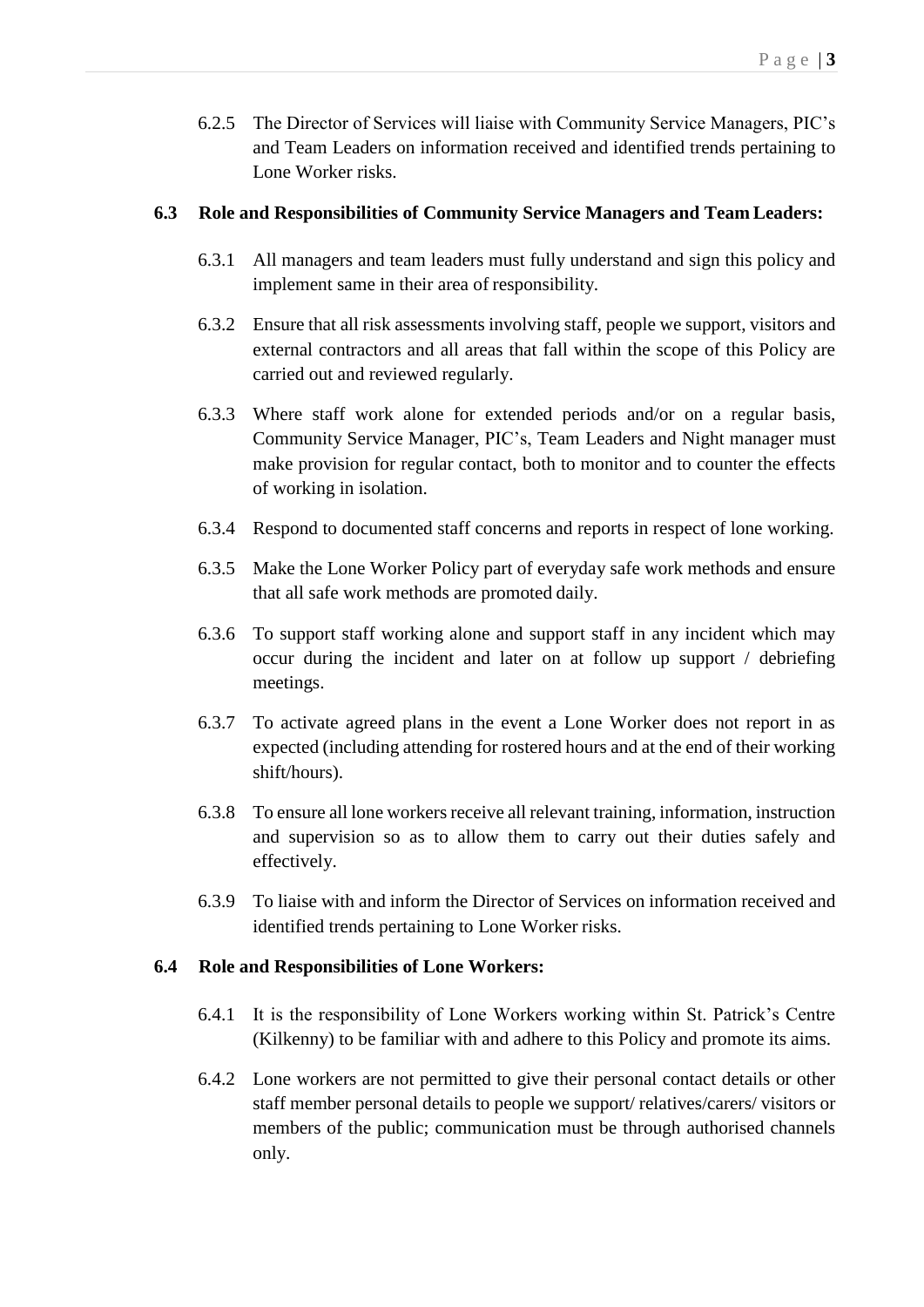6.2.5 The Director of Services will liaise with Community Service Managers, PIC's and Team Leaders on information received and identified trends pertaining to Lone Worker risks.

**6.3 Role and Responsibilities of Community Service Managers and Team Leaders:**

6.3.1 All managers and team leaders must fully understand and sign this policy and implement same in their area of responsibility.

6.3.2 Ensure that all risk assessments involving staff, people we support, visitors and external contractors and all areas that fall within the scope of this Policy are carried out and reviewed regularly.

6.3.3 Where staff work alone for extended periods and/or on a regular basis, Community Service Manager, PIC's, Team Leaders and Night manager must make provision for regular contact, both to monitor and to counter the effects of working in isolation.

6.3.4 Respond to documented staff concerns and reports in respect of lone working.

6.3.5 Make the Lone Worker Policy part of everyday safe work methods and ensure that all safe work methods are promoted daily.

6.3.6 To support staff working alone and support staff in any incident which may occur during the incident and later on at follow up support / debriefing meetings.

6.3.7 To activate agreed plans in the event a Lone Worker does not report in as expected (including attending for rostered hours and at the end of their working shift/hours).

6.3.8 To ensure all lone workers receive all relevant training, information, instruction and supervision so as to allow them to carry out their duties safely and effectively.

6.3.9 To liaise with and inform the Director of Services on information received and identified trends pertaining to Lone Worker risks.

**6.4 Role and Responsibilities of Lone Workers:**

6.4.1 It is the responsibility of Lone Workers working within St. Patrick's Centre (Kilkenny) to be familiar with and adhere to this Policy and promote its aims.

6.4.2 Lone workers are not permitted to give their personal contact details or other staff member personal details to people we support/ relatives/carers/ visitors or members of the public; communication must be through authorised channels only.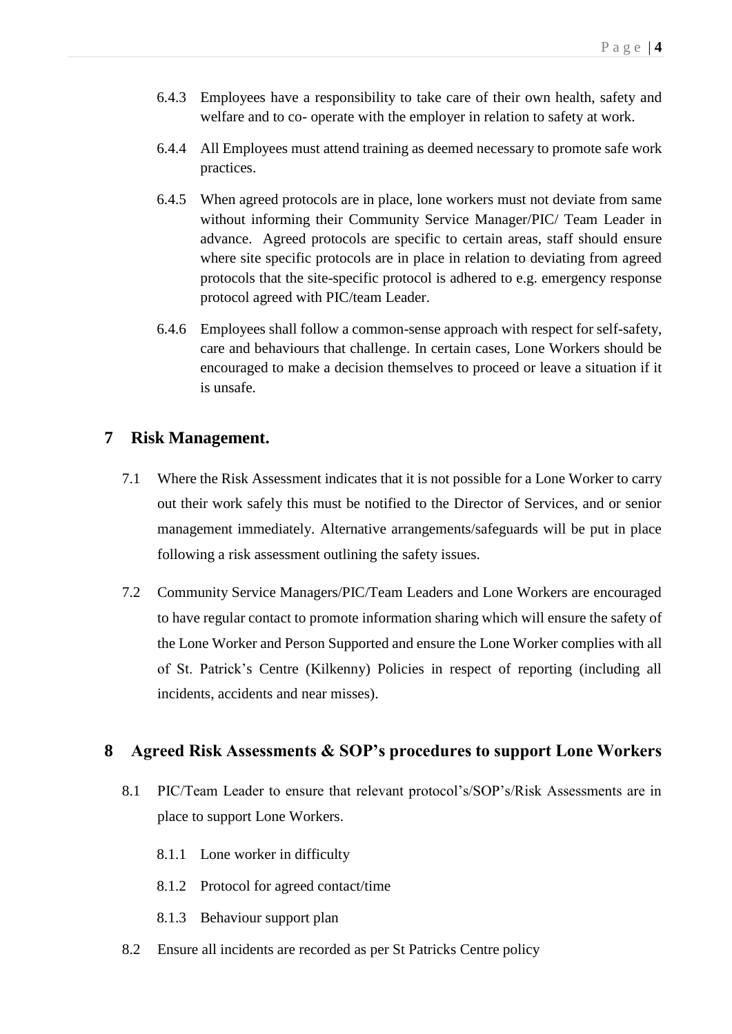6.4.3 Employees have a responsibility to take care of their own health, safety and welfare and to co- operate with the employer in relation to safety at work.

6.4.4 All Employees must attend training as deemed necessary to promote safe work practices.

6.4.5 When agreed protocols are in place, lone workers must not deviate from same without informing their Community Service Manager/PIC/ Team Leader in advance. Agreed protocols are specific to certain areas, staff should ensure where site specific protocols are in place in relation to deviating from agreed protocols that the site-specific protocol is adhered to e.g. emergency response protocol agreed with PIC/team Leader.

6.4.6 Employees shall follow a common-sense approach with respect for self-safety, care and behaviours that challenge. In certain cases, Lone Workers should be encouraged to make a decision themselves to proceed or leave a situation if it is unsafe.

# 7 Risk Management.

7.1 Where the Risk Assessment indicates that it is not possible for a Lone Worker to carry out their work safely this must be notified to the Director of Services, and or senior management immediately. Alternative arrangements/safeguards will be put in place following a risk assessment outlining the safety issues.

7.2 Community Service Managers/PIC/Team Leaders and Lone Workers are encouraged to have regular contact to promote information sharing which will ensure the safety of the Lone Worker and Person Supported and ensure the Lone Worker complies with all of St. Patrick's Centre (Kilkenny) Policies in respect of reporting (including all incidents, accidents and near misses).

# 8 Agreed Risk Assessments & SOP's procedures to support Lone Workers

8.1 PIC/Team Leader to ensure that relevant protocol's/SOP's/Risk Assessments are in place to support Lone Workers.

8.1.1 Lone worker in difficulty

8.1.2 Protocol for agreed contact/time

8.1.3 Behaviour support plan

8.2 Ensure all incidents are recorded as per St Patricks Centre policy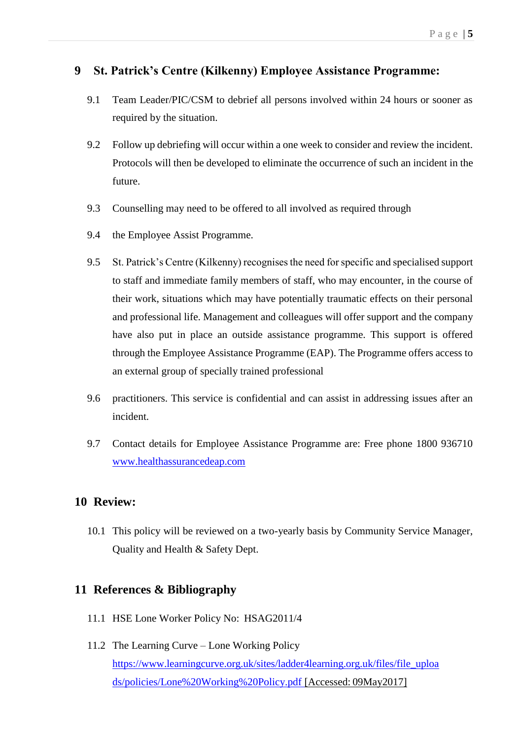## 9 St. Patrick's Centre (Kilkenny) Employee Assistance Programme:

9.1 Team Leader/PIC/CSM to debrief all persons involved within 24 hours or sooner as required by the situation.

9.2 Follow up debriefing will occur within a one week to consider and review the incident. Protocols will then be developed to eliminate the occurrence of such an incident in the future.

9.3 Counselling may need to be offered to all involved as required through

9.4 the Employee Assist Programme.

9.5 St. Patrick's Centre (Kilkenny) recognises the need for specific and specialised support to staff and immediate family members of staff, who may encounter, in the course of their work, situations which may have potentially traumatic effects on their personal and professional life. Management and colleagues will offer support and the company have also put in place an outside assistance programme. This support is offered through the Employee Assistance Programme (EAP). The Programme offers access to an external group of specially trained professional

9.6 practitioners. This service is confidential and can assist in addressing issues after an incident.

9.7 Contact details for Employee Assistance Programme are: Free phone 1800 936710 [www.healthassurancedeap.com](http://www.healthassurancedeap.com)

## 10 Review:

10.1 This policy will be reviewed on a two-yearly basis by Community Service Manager, Quality and Health & Safety Dept.

## 11 References & Bibliography

11.1 HSE Lone Worker Policy No: HSAG2011/4

11.2 The Learning Curve – Lone Working Policy https://www.learningcurve.org.uk/sites/ladder4learning.org.uk/files/file_uploads/policies/Lone%20Working%20Policy.pdf [Accessed: 09May2017]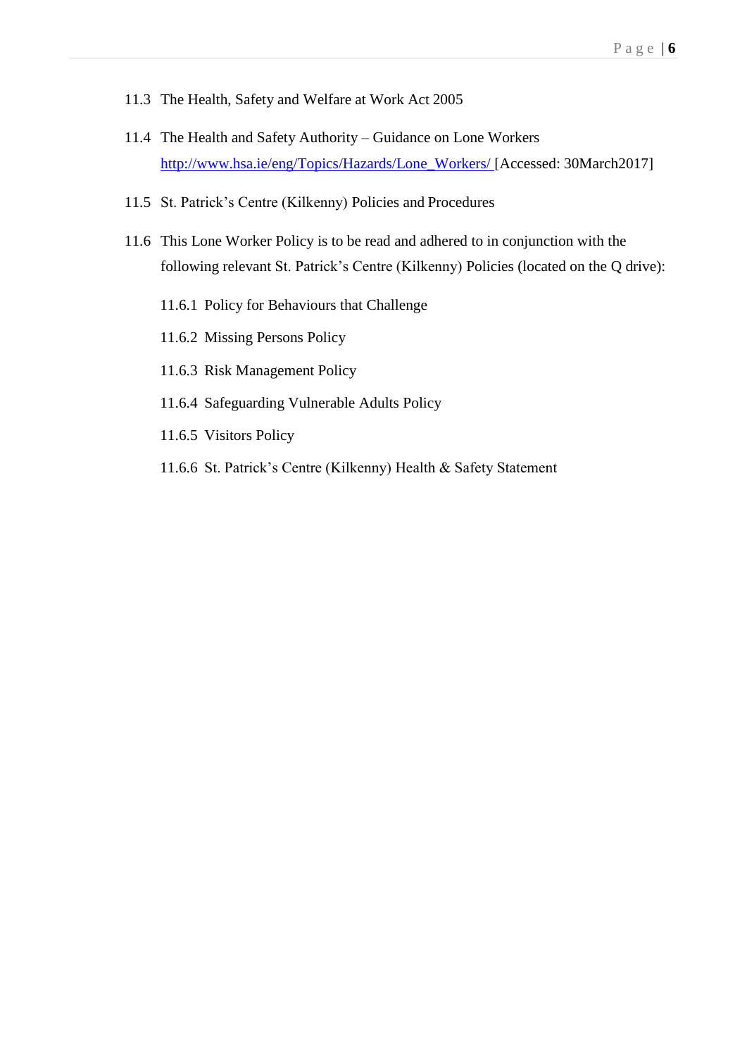11.3 The Health, Safety and Welfare at Work Act 2005

11.4 The Health and Safety Authority – Guidance on Lone Workers
http://www.hsa.ie/eng/Topics/Hazards/Lone_Workers/ [Accessed: 30March2017]

11.5 St. Patrick's Centre (Kilkenny) Policies and Procedures

11.6 This Lone Worker Policy is to be read and adhered to in conjunction with the following relevant St. Patrick's Centre (Kilkenny) Policies (located on the Q drive):

- 11.6.1 Policy for Behaviours that Challenge
- 11.6.2 Missing Persons Policy
- 11.6.3 Risk Management Policy
- 11.6.4 Safeguarding Vulnerable Adults Policy
- 11.6.5 Visitors Policy
- 11.6.6 St. Patrick's Centre (Kilkenny) Health & Safety Statement